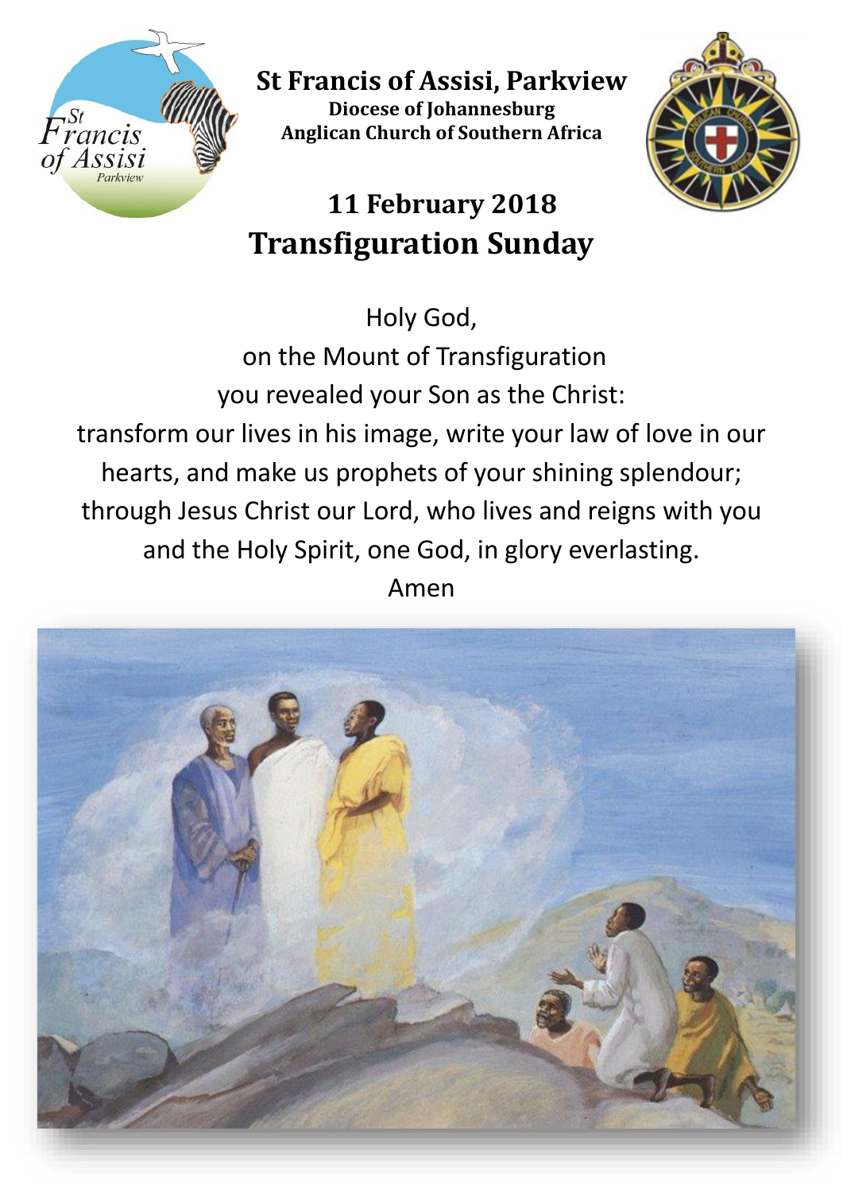# St Francis of Assisi, Parkview

**Diocese of Johannesburg**
**Anglican Church of Southern Africa**

## 11 February 2018
## Transfiguration Sunday

Holy God,
on the Mount of Transfiguration
you revealed your Son as the Christ:
transform our lives in his image, write your law of love in our hearts, and make us prophets of your shining splendour; through Jesus Christ our Lord, who lives and reigns with you and the Holy Spirit, one God, in glory everlasting.
Amen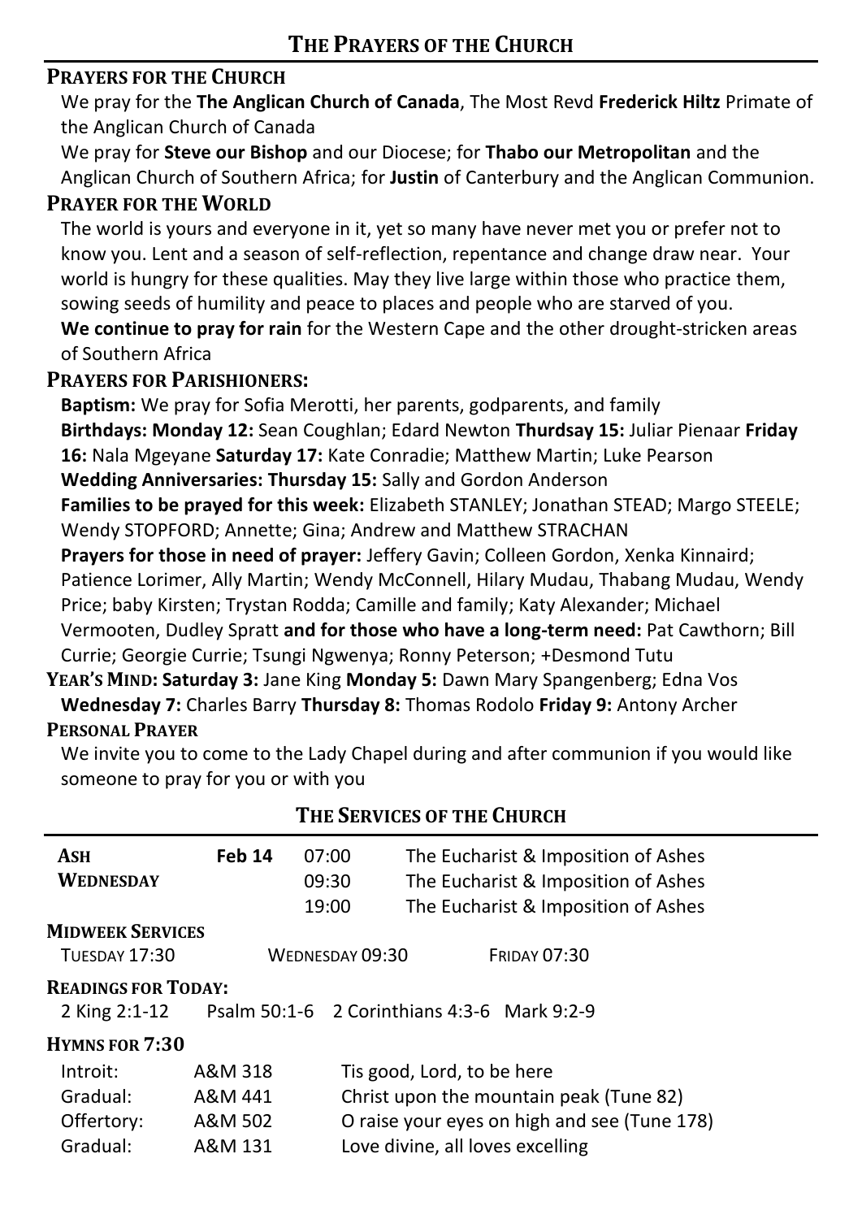# The Prayers of the Church

## Prayers for the Church

We pray for the **The Anglican Church of Canada**, The Most Revd **Frederick Hiltz** Primate of the Anglican Church of Canada

We pray for **Steve our Bishop** and our Diocese; for **Thabo our Metropolitan** and the Anglican Church of Southern Africa; for **Justin** of Canterbury and the Anglican Communion.

## Prayer for the World

The world is yours and everyone in it, yet so many have never met you or prefer not to know you. Lent and a season of self-reflection, repentance and change draw near. Your world is hungry for these qualities. May they live large within those who practice them, sowing seeds of humility and peace to places and people who are starved of you.

**We continue to pray for rain** for the Western Cape and the other drought-stricken areas of Southern Africa

## Prayers for Parishioners:

**Baptism:** We pray for Sofia Merotti, her parents, godparents, and family

**Birthdays: Monday 12:** Sean Coughlan; Edard Newton **Thurdsay 15:** Juliar Pienaar **Friday 16:** Nala Mgeyane **Saturday 17:** Kate Conradie; Matthew Martin; Luke Pearson

**Wedding Anniversaries: Thursday 15:** Sally and Gordon Anderson

**Families to be prayed for this week:** Elizabeth STANLEY; Jonathan STEAD; Margo STEELE; Wendy STOPFORD; Annette; Gina; Andrew and Matthew STRACHAN

**Prayers for those in need of prayer:** Jeffery Gavin; Colleen Gordon, Xenka Kinnaird; Patience Lorimer, Ally Martin; Wendy McConnell, Hilary Mudau, Thabang Mudau, Wendy Price; baby Kirsten; Trystan Rodda; Camille and family; Katy Alexander; Michael Vermooten, Dudley Spratt **and for those who have a long-term need:** Pat Cawthorn; Bill Currie; Georgie Currie; Tsungi Ngwenya; Ronny Peterson; +Desmond Tutu

**Year's Mind: Saturday 3:** Jane King **Monday 5:** Dawn Mary Spangenberg; Edna Vos **Wednesday 7:** Charles Barry **Thursday 8:** Thomas Rodolo **Friday 9:** Antony Archer

## Personal Prayer

We invite you to come to the Lady Chapel during and after communion if you would like someone to pray for you or with you

# The Services of the Church

| | | | |
|---|---|---|---|
| **Ash Wednesday** | **Feb 14** | 07:00 | The Eucharist & Imposition of Ashes |
| | | 09:30 | The Eucharist & Imposition of Ashes |
| | | 19:00 | The Eucharist & Imposition of Ashes |

**Midweek Services**

Tuesday 17:30 Wednesday 09:30 Friday 07:30

**Readings for Today:**

2 King 2:1-12 Psalm 50:1-6 2 Corinthians 4:3-6 Mark 9:2-9

**Hymns for 7:30**

| | | |
|---|---|---|
| Introit: | A&M 318 | Tis good, Lord, to be here |
| Gradual: | A&M 441 | Christ upon the mountain peak (Tune 82) |
| Offertory: | A&M 502 | O raise your eyes on high and see (Tune 178) |
| Gradual: | A&M 131 | Love divine, all loves excelling |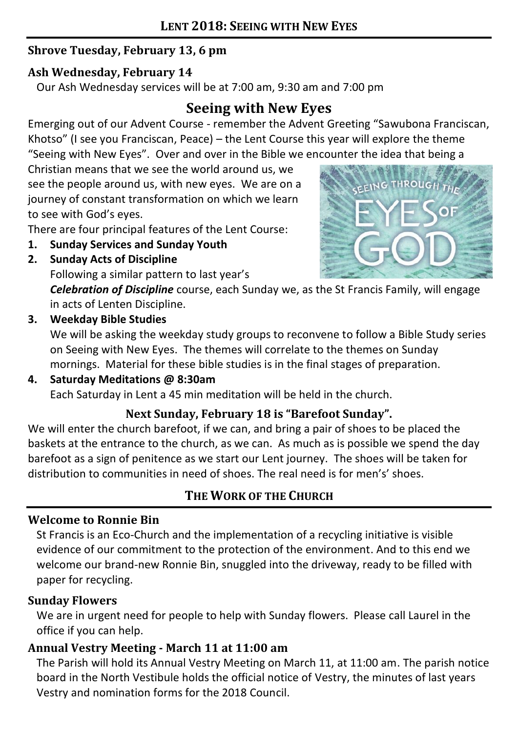## LENT 2018: SEEING WITH NEW EYES

### Shrove Tuesday, February 13, 6 pm

### Ash Wednesday, February 14

Our Ash Wednesday services will be at 7:00 am, 9:30 am and 7:00 pm

## Seeing with New Eyes

Emerging out of our Advent Course - remember the Advent Greeting "Sawubona Franciscan, Khotso" (I see you Franciscan, Peace) – the Lent Course this year will explore the theme "Seeing with New Eyes". Over and over in the Bible we encounter the idea that being a Christian means that we see the world around us, we see the people around us, with new eyes. We are on a journey of constant transformation on which we learn to see with God's eyes.

There are four principal features of the Lent Course:

1. **Sunday Services and Sunday Youth**
2. **Sunday Acts of Discipline**
   Following a similar pattern to last year's ***Celebration of Discipline*** course, each Sunday we, as the St Francis Family, will engage in acts of Lenten Discipline.
3. **Weekday Bible Studies**
   We will be asking the weekday study groups to reconvene to follow a Bible Study series on Seeing with New Eyes. The themes will correlate to the themes on Sunday mornings. Material for these bible studies is in the final stages of preparation.
4. **Saturday Meditations @ 8:30am**
   Each Saturday in Lent a 45 min meditation will be held in the church.

### Next Sunday, February 18 is "Barefoot Sunday".

We will enter the church barefoot, if we can, and bring a pair of shoes to be placed the baskets at the entrance to the church, as we can. As much as is possible we spend the day barefoot as a sign of penitence as we start our Lent journey. The shoes will be taken for distribution to communities in need of shoes. The real need is for men's' shoes.

## THE WORK OF THE CHURCH

### Welcome to Ronnie Bin

St Francis is an Eco-Church and the implementation of a recycling initiative is visible evidence of our commitment to the protection of the environment. And to this end we welcome our brand-new Ronnie Bin, snuggled into the driveway, ready to be filled with paper for recycling.

### Sunday Flowers

We are in urgent need for people to help with Sunday flowers. Please call Laurel in the office if you can help.

### Annual Vestry Meeting - March 11 at 11:00 am

The Parish will hold its Annual Vestry Meeting on March 11, at 11:00 am. The parish notice board in the North Vestibule holds the official notice of Vestry, the minutes of last years Vestry and nomination forms for the 2018 Council.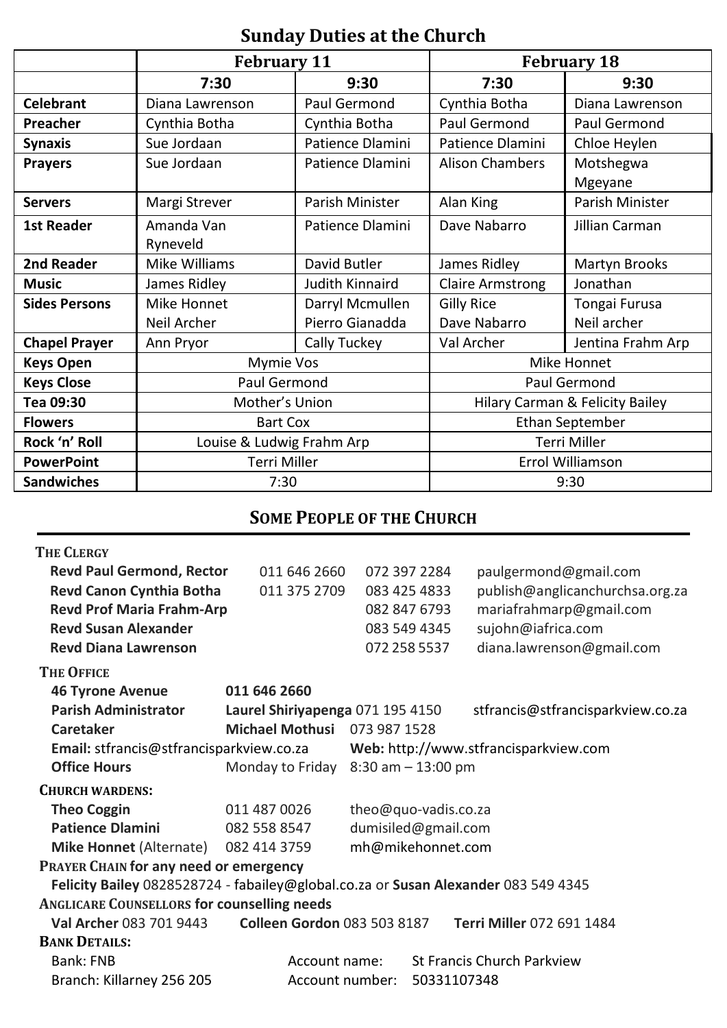## Sunday Duties at the Church

| | February 11 | | February 18 | |
|---|---|---|---|---|
| | 7:30 | 9:30 | 7:30 | 9:30 |
| **Celebrant** | Diana Lawrenson | Paul Germond | Cynthia Botha | Diana Lawrenson |
| **Preacher** | Cynthia Botha | Cynthia Botha | Paul Germond | Paul Germond |
| **Synaxis** | Sue Jordaan | Patience Dlamini | Patience Dlamini | Chloe Heylen |
| **Prayers** | Sue Jordaan | Patience Dlamini | Alison Chambers | Motshegwa Mgeyane |
| **Servers** | Margi Strever | Parish Minister | Alan King | Parish Minister |
| **1st Reader** | Amanda Van Ryneveld | Patience Dlamini | Dave Nabarro | Jillian Carman |
| **2nd Reader** | Mike Williams | David Butler | James Ridley | Martyn Brooks |
| **Music** | James Ridley | Judith Kinnaird | Claire Armstrong | Jonathan |
| **Sides Persons** | Mike Honnet<br>Neil Archer | Darryl Mcmullen<br>Pierro Gianadda | Gilly Rice<br>Dave Nabarro | Tongai Furusa<br>Neil archer |
| **Chapel Prayer** | Ann Pryor | Cally Tuckey | Val Archer | Jentina Frahm Arp |
| **Keys Open** | Mymie Vos | | Mike Honnet | |
| **Keys Close** | Paul Germond | | Paul Germond | |
| **Tea 09:30** | Mother's Union | | Hilary Carman & Felicity Bailey | |
| **Flowers** | Bart Cox | | Ethan September | |
| **Rock 'n' Roll** | Louise & Ludwig Frahm Arp | | Terri Miller | |
| **PowerPoint** | Terri Miller | | Errol Williamson | |
| **Sandwiches** | 7:30 | | 9:30 | |

## Some People of the Church

**The Clergy**

| | | | |
|---|---|---|---|
| **Revd Paul Germond, Rector** | 011 646 2660 | 072 397 2284 | paulgermond@gmail.com |
| **Revd Canon Cynthia Botha** | 011 375 2709 | 083 425 4833 | publish@anglicanchurchsa.org.za |
| **Revd Prof Maria Fahm-Arp** | | 082 847 6793 | mariafrahmarp@gmail.com |
| **Revd Susan Alexander** | | 083 549 4345 | sujohn@iafrica.com |
| **Revd Diana Lawrenson** | | 072 258 5537 | diana.lawrenson@gmail.com |

**The Office**

**46 Tyrone Avenue** **011 646 2660**
**Parish Administrator** **Laurel Shiriyapenga** 071 195 4150 stfrancis@stfrancisparkview.co.za
**Caretaker** **Michael Mothusi** 073 987 1528
**Email:** stfrancis@stfrancisparkview.co.za **Web:** http://www.stfrancisparkview.com
**Office Hours** Monday to Friday 8:30 am – 13:00 pm

**Church Wardens:**

**Theo Coggin** 011 487 0026 theo@quo-vadis.co.za
**Patience Dlamini** 082 558 8547 dumisiled@gmail.com
**Mike Honnet** (Alternate) 082 414 3759 mh@mikehonnet.com

**Prayer Chain for any need or emergency**

**Felicity Bailey** 0828528724 - fabailey@global.co.za or **Susan Alexander** 083 549 4345

**Anglicare Counsellors for counselling needs**

**Val Archer** 083 701 9443 **Colleen Gordon** 083 503 8187 **Terri Miller** 072 691 1484

**Bank Details:**

Bank: FNB Account name: St Francis Church Parkview
Branch: Killarney 256 205 Account number: 50331107348